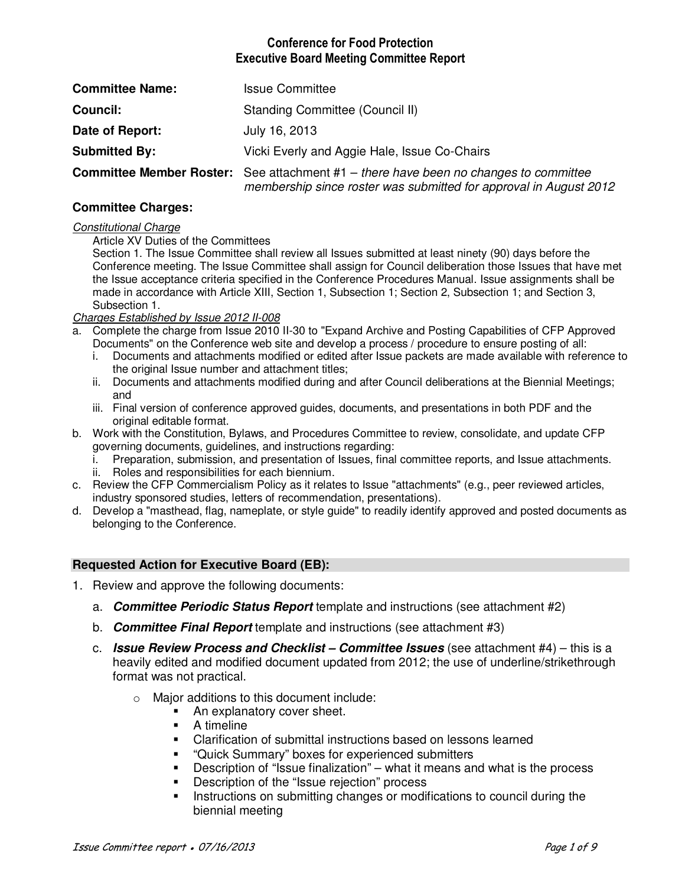# Conference for Food Protection
## Executive Board Meeting Committee Report

**Committee Name:** Issue Committee

**Council:** Standing Committee (Council II)

**Date of Report:** July 16, 2013

**Submitted By:** Vicki Everly and Aggie Hale, Issue Co-Chairs

**Committee Member Roster:** See attachment #1 – *there have been no changes to committee membership since roster was submitted for approval in August 2012*

### Committee Charges:

<u>*Constitutional Charge*</u>

Article XV Duties of the Committees

Section 1. The Issue Committee shall review all Issues submitted at least ninety (90) days before the Conference meeting. The Issue Committee shall assign for Council deliberation those Issues that have met the Issue acceptance criteria specified in the Conference Procedures Manual. Issue assignments shall be made in accordance with Article XIII, Section 1, Subsection 1; Section 2, Subsection 1; and Section 3, Subsection 1.

<u>*Charges Established by Issue 2012 II-008*</u>

a. Complete the charge from Issue 2010 II-30 to "Expand Archive and Posting Capabilities of CFP Approved Documents" on the Conference web site and develop a process / procedure to ensure posting of all:
   i. Documents and attachments modified or edited after Issue packets are made available with reference to the original Issue number and attachment titles;
   ii. Documents and attachments modified during and after Council deliberations at the Biennial Meetings; and
   iii. Final version of conference approved guides, documents, and presentations in both PDF and the original editable format.
b. Work with the Constitution, Bylaws, and Procedures Committee to review, consolidate, and update CFP governing documents, guidelines, and instructions regarding:
   i. Preparation, submission, and presentation of Issues, final committee reports, and Issue attachments.
   ii. Roles and responsibilities for each biennium.
c. Review the CFP Commercialism Policy as it relates to Issue "attachments" (e.g., peer reviewed articles, industry sponsored studies, letters of recommendation, presentations).
d. Develop a "masthead, flag, nameplate, or style guide" to readily identify approved and posted documents as belonging to the Conference.

### Requested Action for Executive Board (EB):

1. Review and approve the following documents:
   a. ***Committee Periodic Status Report*** template and instructions (see attachment #2)
   b. ***Committee Final Report*** template and instructions (see attachment #3)
   c. ***Issue Review Process and Checklist – Committee Issues*** (see attachment #4) – this is a heavily edited and modified document updated from 2012; the use of underline/strikethrough format was not practical.
      - Major additions to this document include:
         - An explanatory cover sheet.
         - A timeline
         - Clarification of submittal instructions based on lessons learned
         - "Quick Summary" boxes for experienced submitters
         - Description of "Issue finalization" – what it means and what is the process
         - Description of the "Issue rejection" process
         - Instructions on submitting changes or modifications to council during the biennial meeting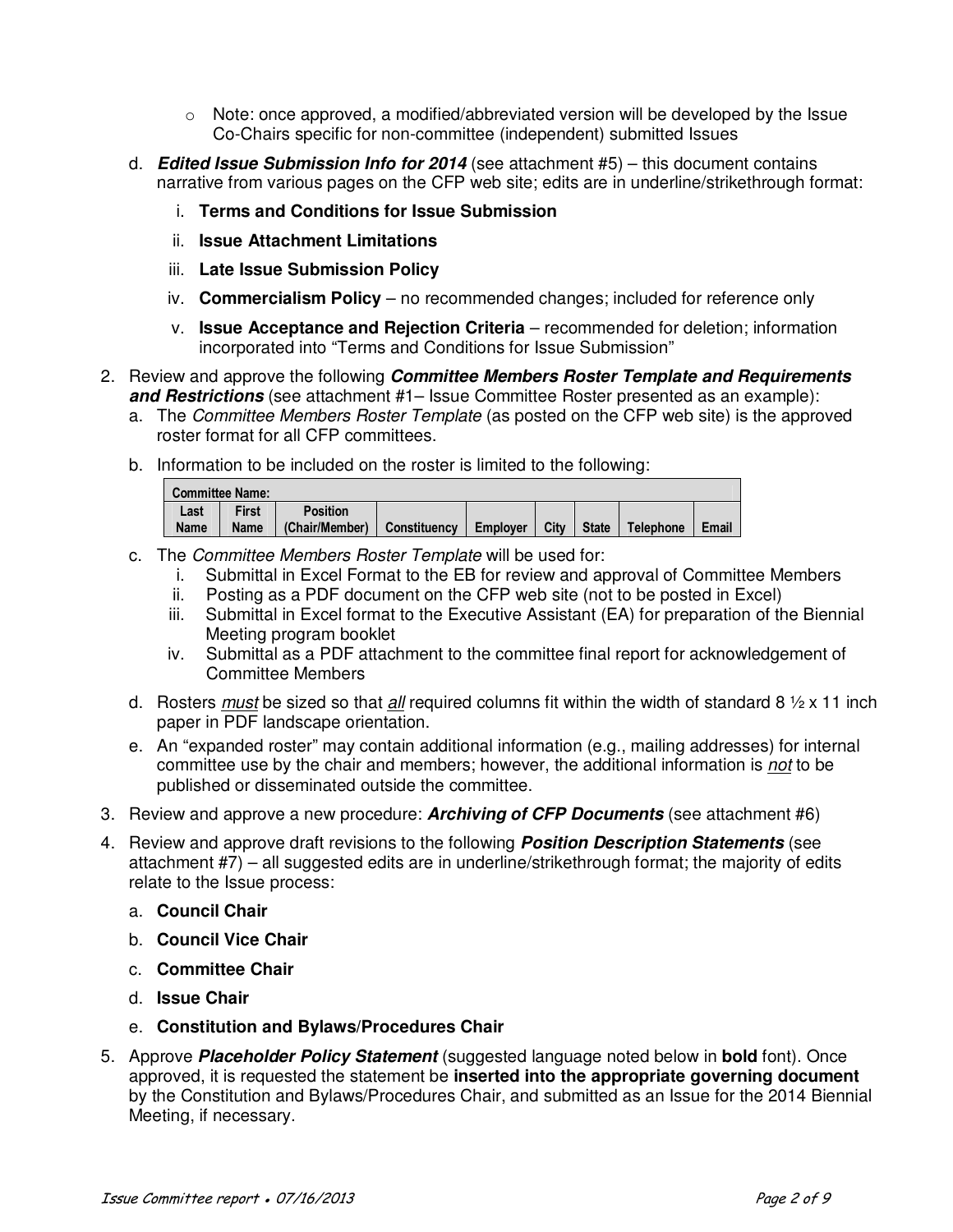- Note: once approved, a modified/abbreviated version will be developed by the Issue Co-Chairs specific for non-committee (independent) submitted Issues

d. ***Edited Issue Submission Info for 2014*** (see attachment #5) – this document contains narrative from various pages on the CFP web site; edits are in underline/strikethrough format:

   i. **Terms and Conditions for Issue Submission**

   ii. **Issue Attachment Limitations**

   iii. **Late Issue Submission Policy**

   iv. **Commercialism Policy** – no recommended changes; included for reference only

   v. **Issue Acceptance and Rejection Criteria** – recommended for deletion; information incorporated into "Terms and Conditions for Issue Submission"

2. Review and approve the following ***Committee Members Roster Template and Requirements and Restrictions*** (see attachment #1– Issue Committee Roster presented as an example):

   a. The *Committee Members Roster Template* (as posted on the CFP web site) is the approved roster format for all CFP committees.

   b. Information to be included on the roster is limited to the following:

| Committee Name: | | | | | | | | |
|---|---|---|---|---|---|---|---|---|
| Last Name | First Name | Position (Chair/Member) | Constituency | Employer | City | State | Telephone | Email |

   c. The *Committee Members Roster Template* will be used for:
      i. Submittal in Excel Format to the EB for review and approval of Committee Members
      ii. Posting as a PDF document on the CFP web site (not to be posted in Excel)
      iii. Submittal in Excel format to the Executive Assistant (EA) for preparation of the Biennial Meeting program booklet
      iv. Submittal as a PDF attachment to the committee final report for acknowledgement of Committee Members

   d. Rosters _must_ be sized so that _all_ required columns fit within the width of standard 8 ½ x 11 inch paper in PDF landscape orientation.

   e. An "expanded roster" may contain additional information (e.g., mailing addresses) for internal committee use by the chair and members; however, the additional information is _not_ to be published or disseminated outside the committee.

3. Review and approve a new procedure: ***Archiving of CFP Documents*** (see attachment #6)

4. Review and approve draft revisions to the following ***Position Description Statements*** (see attachment #7) – all suggested edits are in underline/strikethrough format; the majority of edits relate to the Issue process:

   a. **Council Chair**

   b. **Council Vice Chair**

   c. **Committee Chair**

   d. **Issue Chair**

   e. **Constitution and Bylaws/Procedures Chair**

5. Approve ***Placeholder Policy Statement*** (suggested language noted below in **bold** font). Once approved, it is requested the statement be **inserted into the appropriate governing document** by the Constitution and Bylaws/Procedures Chair, and submitted as an Issue for the 2014 Biennial Meeting, if necessary.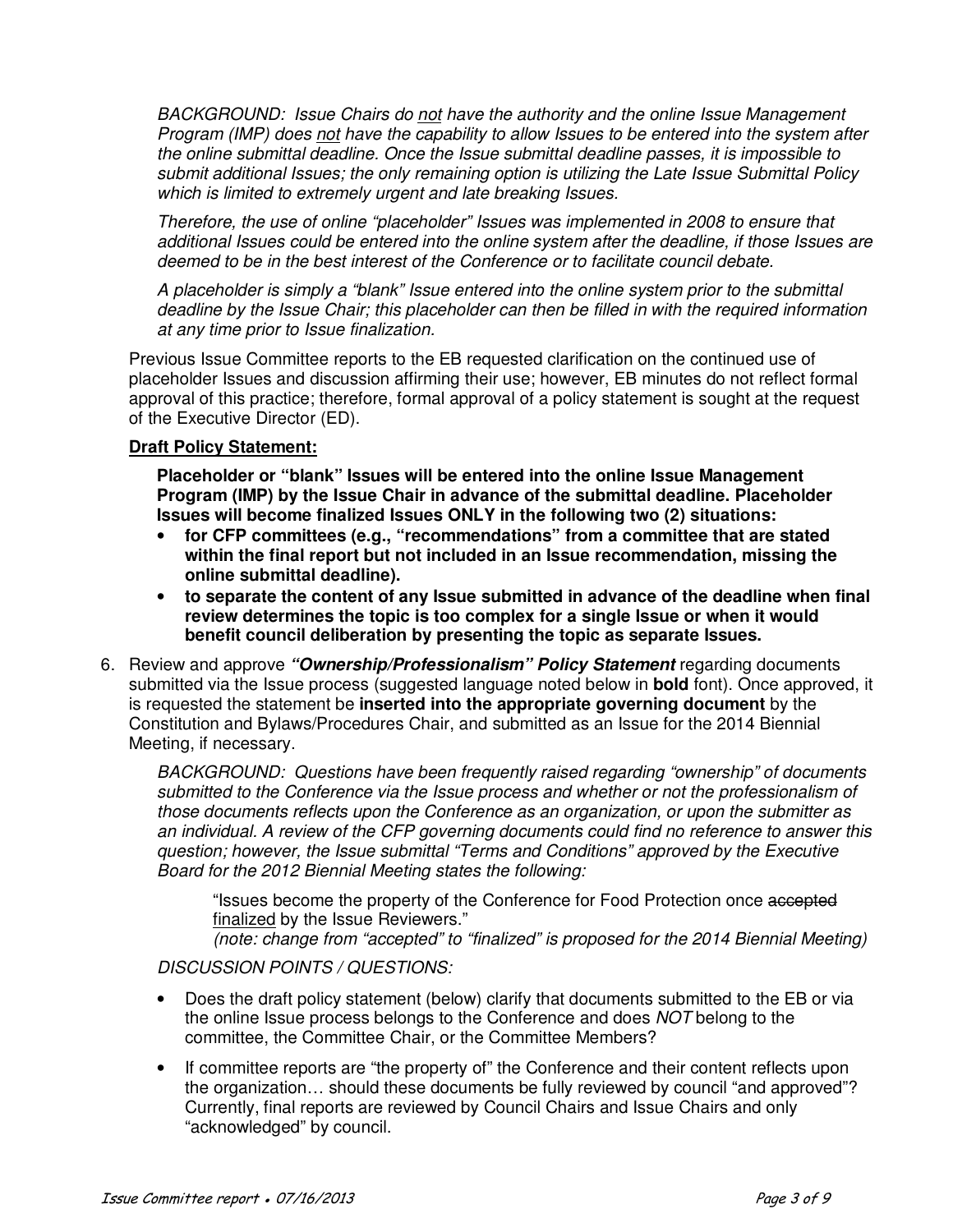*BACKGROUND: Issue Chairs do not have the authority and the online Issue Management Program (IMP) does not have the capability to allow Issues to be entered into the system after the online submittal deadline. Once the Issue submittal deadline passes, it is impossible to submit additional Issues; the only remaining option is utilizing the Late Issue Submittal Policy which is limited to extremely urgent and late breaking Issues.*

*Therefore, the use of online "placeholder" Issues was implemented in 2008 to ensure that additional Issues could be entered into the online system after the deadline, if those Issues are deemed to be in the best interest of the Conference or to facilitate council debate.*

*A placeholder is simply a "blank" Issue entered into the online system prior to the submittal deadline by the Issue Chair; this placeholder can then be filled in with the required information at any time prior to Issue finalization.*

Previous Issue Committee reports to the EB requested clarification on the continued use of placeholder Issues and discussion affirming their use; however, EB minutes do not reflect formal approval of this practice; therefore, formal approval of a policy statement is sought at the request of the Executive Director (ED).

**Draft Policy Statement:**

**Placeholder or "blank" Issues will be entered into the online Issue Management Program (IMP) by the Issue Chair in advance of the submittal deadline. Placeholder Issues will become finalized Issues ONLY in the following two (2) situations:**

- **for CFP committees (e.g., "recommendations" from a committee that are stated within the final report but not included in an Issue recommendation, missing the online submittal deadline).**
- **to separate the content of any Issue submitted in advance of the deadline when final review determines the topic is too complex for a single Issue or when it would benefit council deliberation by presenting the topic as separate Issues.**

6. Review and approve ***"Ownership/Professionalism" Policy Statement*** regarding documents submitted via the Issue process (suggested language noted below in **bold** font). Once approved, it is requested the statement be **inserted into the appropriate governing document** by the Constitution and Bylaws/Procedures Chair, and submitted as an Issue for the 2014 Biennial Meeting, if necessary.

   *BACKGROUND: Questions have been frequently raised regarding "ownership" of documents submitted to the Conference via the Issue process and whether or not the professionalism of those documents reflects upon the Conference as an organization, or upon the submitter as an individual. A review of the CFP governing documents could find no reference to answer this question; however, the Issue submittal "Terms and Conditions" approved by the Executive Board for the 2012 Biennial Meeting states the following:*

   > "Issues become the property of the Conference for Food Protection once ~~accepted~~ finalized by the Issue Reviewers."
   > *(note: change from "accepted" to "finalized" is proposed for the 2014 Biennial Meeting)*

   *DISCUSSION POINTS / QUESTIONS:*

   - Does the draft policy statement (below) clarify that documents submitted to the EB or via the online Issue process belongs to the Conference and does *NOT* belong to the committee, the Committee Chair, or the Committee Members?
   - If committee reports are "the property of" the Conference and their content reflects upon the organization… should these documents be fully reviewed by council "and approved"? Currently, final reports are reviewed by Council Chairs and Issue Chairs and only "acknowledged" by council.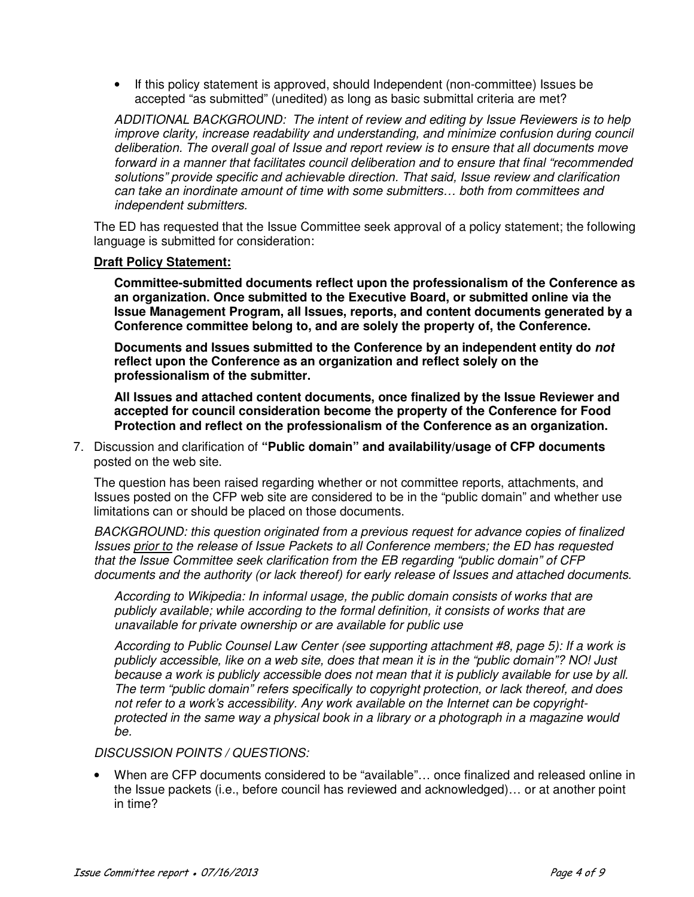- If this policy statement is approved, should Independent (non-committee) Issues be accepted "as submitted" (unedited) as long as basic submittal criteria are met?

*ADDITIONAL BACKGROUND: The intent of review and editing by Issue Reviewers is to help improve clarity, increase readability and understanding, and minimize confusion during council deliberation. The overall goal of Issue and report review is to ensure that all documents move forward in a manner that facilitates council deliberation and to ensure that final "recommended solutions" provide specific and achievable direction. That said, Issue review and clarification can take an inordinate amount of time with some submitters… both from committees and independent submitters.*

The ED has requested that the Issue Committee seek approval of a policy statement; the following language is submitted for consideration:

**Draft Policy Statement:**

**Committee-submitted documents reflect upon the professionalism of the Conference as an organization. Once submitted to the Executive Board, or submitted online via the Issue Management Program, all Issues, reports, and content documents generated by a Conference committee belong to, and are solely the property of, the Conference.**

**Documents and Issues submitted to the Conference by an independent entity do *not* reflect upon the Conference as an organization and reflect solely on the professionalism of the submitter.**

**All Issues and attached content documents, once finalized by the Issue Reviewer and accepted for council consideration become the property of the Conference for Food Protection and reflect on the professionalism of the Conference as an organization.**

7. Discussion and clarification of **"Public domain" and availability/usage of CFP documents** posted on the web site.

The question has been raised regarding whether or not committee reports, attachments, and Issues posted on the CFP web site are considered to be in the "public domain" and whether use limitations can or should be placed on those documents.

*BACKGROUND: this question originated from a previous request for advance copies of finalized Issues prior to the release of Issue Packets to all Conference members; the ED has requested that the Issue Committee seek clarification from the EB regarding "public domain" of CFP documents and the authority (or lack thereof) for early release of Issues and attached documents.*

*According to Wikipedia: In informal usage, the public domain consists of works that are publicly available; while according to the formal definition, it consists of works that are unavailable for private ownership or are available for public use*

*According to Public Counsel Law Center (see supporting attachment #8, page 5): If a work is publicly accessible, like on a web site, does that mean it is in the "public domain"? NO! Just because a work is publicly accessible does not mean that it is publicly available for use by all. The term "public domain" refers specifically to copyright protection, or lack thereof, and does not refer to a work's accessibility. Any work available on the Internet can be copyright-protected in the same way a physical book in a library or a photograph in a magazine would be.*

*DISCUSSION POINTS / QUESTIONS:*

- When are CFP documents considered to be "available"… once finalized and released online in the Issue packets (i.e., before council has reviewed and acknowledged)… or at another point in time?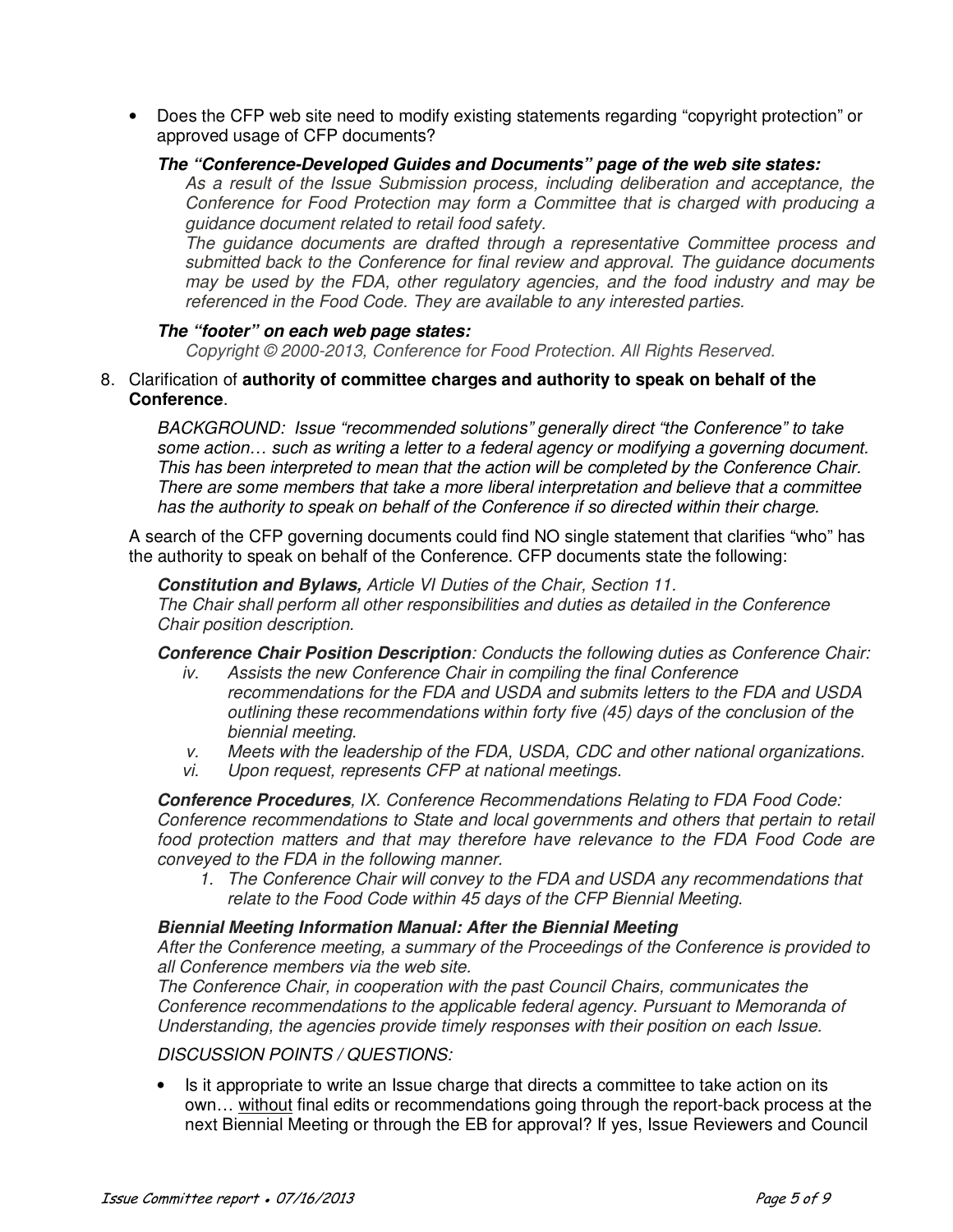- Does the CFP web site need to modify existing statements regarding "copyright protection" or approved usage of CFP documents?

  ***The "Conference-Developed Guides and Documents" page of the web site states:***

  *As a result of the Issue Submission process, including deliberation and acceptance, the Conference for Food Protection may form a Committee that is charged with producing a guidance document related to retail food safety.*

  *The guidance documents are drafted through a representative Committee process and submitted back to the Conference for final review and approval. The guidance documents may be used by the FDA, other regulatory agencies, and the food industry and may be referenced in the Food Code. They are available to any interested parties.*

  ***The "footer" on each web page states:***

  *Copyright © 2000-2013, Conference for Food Protection. All Rights Reserved.*

8. Clarification of **authority of committee charges and authority to speak on behalf of the Conference**.

   *BACKGROUND: Issue "recommended solutions" generally direct "the Conference" to take some action… such as writing a letter to a federal agency or modifying a governing document. This has been interpreted to mean that the action will be completed by the Conference Chair. There are some members that take a more liberal interpretation and believe that a committee has the authority to speak on behalf of the Conference if so directed within their charge.*

   A search of the CFP governing documents could find NO single statement that clarifies "who" has the authority to speak on behalf of the Conference. CFP documents state the following:

   ***Constitution and Bylaws,*** *Article VI Duties of the Chair, Section 11.*
   *The Chair shall perform all other responsibilities and duties as detailed in the Conference Chair position description.*

   ***Conference Chair Position Description****: Conducts the following duties as Conference Chair:*

   - *iv. Assists the new Conference Chair in compiling the final Conference recommendations for the FDA and USDA and submits letters to the FDA and USDA outlining these recommendations within forty five (45) days of the conclusion of the biennial meeting.*
   - *v. Meets with the leadership of the FDA, USDA, CDC and other national organizations.*
   - *vi. Upon request, represents CFP at national meetings.*

   ***Conference Procedures****, IX. Conference Recommendations Relating to FDA Food Code:*
   *Conference recommendations to State and local governments and others that pertain to retail food protection matters and that may therefore have relevance to the FDA Food Code are conveyed to the FDA in the following manner.*

   1. *The Conference Chair will convey to the FDA and USDA any recommendations that relate to the Food Code within 45 days of the CFP Biennial Meeting.*

   ***Biennial Meeting Information Manual: After the Biennial Meeting***
   *After the Conference meeting, a summary of the Proceedings of the Conference is provided to all Conference members via the web site.*
   *The Conference Chair, in cooperation with the past Council Chairs, communicates the Conference recommendations to the applicable federal agency. Pursuant to Memoranda of Understanding, the agencies provide timely responses with their position on each Issue.*

   *DISCUSSION POINTS / QUESTIONS:*

   - Is it appropriate to write an Issue charge that directs a committee to take action on its own… <u>without</u> final edits or recommendations going through the report-back process at the next Biennial Meeting or through the EB for approval? If yes, Issue Reviewers and Council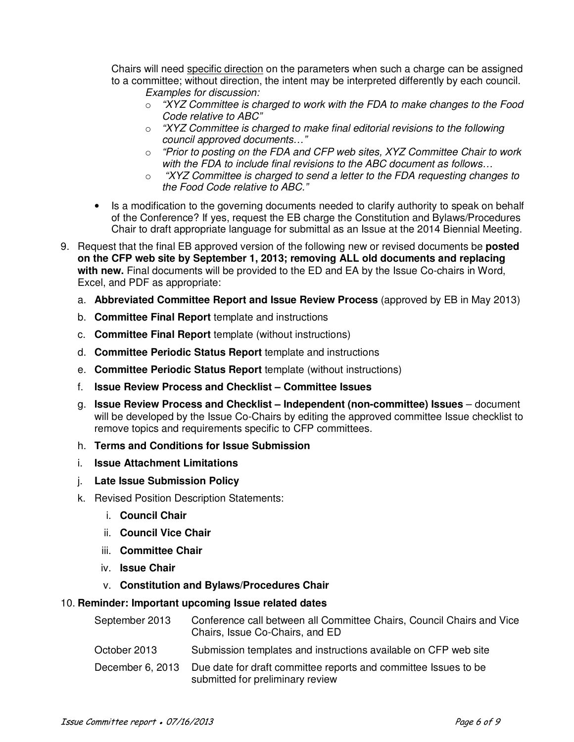Chairs will need <u>specific direction</u> on the parameters when such a charge can be assigned to a committee; without direction, the intent may be interpreted differently by each council.

*Examples for discussion:*

- *"XYZ Committee is charged to work with the FDA to make changes to the Food Code relative to ABC"*
- *"XYZ Committee is charged to make final editorial revisions to the following council approved documents…"*
- *"Prior to posting on the FDA and CFP web sites, XYZ Committee Chair to work with the FDA to include final revisions to the ABC document as follows…*
- *"XYZ Committee is charged to send a letter to the FDA requesting changes to the Food Code relative to ABC."*

- Is a modification to the governing documents needed to clarify authority to speak on behalf of the Conference? If yes, request the EB charge the Constitution and Bylaws/Procedures Chair to draft appropriate language for submittal as an Issue at the 2014 Biennial Meeting.

9. Request that the final EB approved version of the following new or revised documents be **posted on the CFP web site by September 1, 2013; removing ALL old documents and replacing with new.** Final documents will be provided to the ED and EA by the Issue Co-chairs in Word, Excel, and PDF as appropriate:

   a. **Abbreviated Committee Report and Issue Review Process** (approved by EB in May 2013)

   b. **Committee Final Report** template and instructions

   c. **Committee Final Report** template (without instructions)

   d. **Committee Periodic Status Report** template and instructions

   e. **Committee Periodic Status Report** template (without instructions)

   f. **Issue Review Process and Checklist – Committee Issues**

   g. **Issue Review Process and Checklist – Independent (non-committee) Issues** – document will be developed by the Issue Co-Chairs by editing the approved committee Issue checklist to remove topics and requirements specific to CFP committees.

   h. **Terms and Conditions for Issue Submission**

   i. **Issue Attachment Limitations**

   j. **Late Issue Submission Policy**

   k. Revised Position Description Statements:

      i. **Council Chair**

      ii. **Council Vice Chair**

      iii. **Committee Chair**

      iv. **Issue Chair**

      v. **Constitution and Bylaws/Procedures Chair**

10. **Reminder: Important upcoming Issue related dates**

| | |
|---|---|
| September 2013 | Conference call between all Committee Chairs, Council Chairs and Vice Chairs, Issue Co-Chairs, and ED |
| October 2013 | Submission templates and instructions available on CFP web site |
| December 6, 2013 | Due date for draft committee reports and committee Issues to be submitted for preliminary review |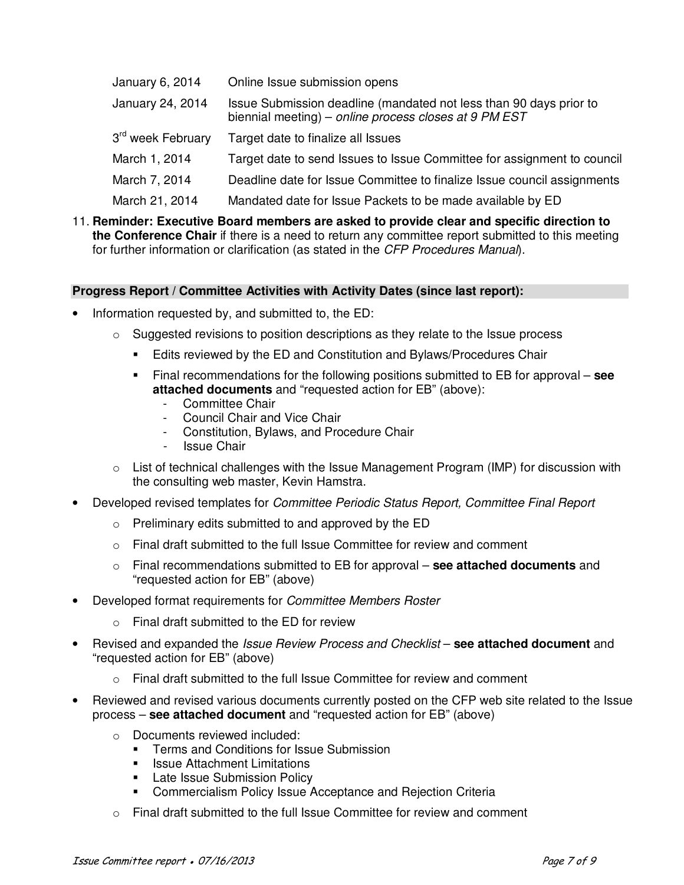| | |
|---|---|
| January 6, 2014 | Online Issue submission opens |
| January 24, 2014 | Issue Submission deadline (mandated not less than 90 days prior to biennial meeting) – *online process closes at 9 PM EST* |
| 3rd week February | Target date to finalize all Issues |
| March 1, 2014 | Target date to send Issues to Issue Committee for assignment to council |
| March 7, 2014 | Deadline date for Issue Committee to finalize Issue council assignments |
| March 21, 2014 | Mandated date for Issue Packets to be made available by ED |

11. **Reminder: Executive Board members are asked to provide clear and specific direction to the Conference Chair** if there is a need to return any committee report submitted to this meeting for further information or clarification (as stated in the *CFP Procedures Manual*).

**Progress Report / Committee Activities with Activity Dates (since last report):**

- Information requested by, and submitted to, the ED:
  - Suggested revisions to position descriptions as they relate to the Issue process
    - Edits reviewed by the ED and Constitution and Bylaws/Procedures Chair
    - Final recommendations for the following positions submitted to EB for approval – **see attached documents** and "requested action for EB" (above):
      - Committee Chair
      - Council Chair and Vice Chair
      - Constitution, Bylaws, and Procedure Chair
      - Issue Chair
  - List of technical challenges with the Issue Management Program (IMP) for discussion with the consulting web master, Kevin Hamstra.
- Developed revised templates for *Committee Periodic Status Report, Committee Final Report*
  - Preliminary edits submitted to and approved by the ED
  - Final draft submitted to the full Issue Committee for review and comment
  - Final recommendations submitted to EB for approval – **see attached documents** and "requested action for EB" (above)
- Developed format requirements for *Committee Members Roster*
  - Final draft submitted to the ED for review
- Revised and expanded the *Issue Review Process and Checklist* – **see attached document** and "requested action for EB" (above)
  - Final draft submitted to the full Issue Committee for review and comment
- Reviewed and revised various documents currently posted on the CFP web site related to the Issue process – **see attached document** and "requested action for EB" (above)
  - Documents reviewed included:
    - Terms and Conditions for Issue Submission
    - Issue Attachment Limitations
    - Late Issue Submission Policy
    - Commercialism Policy Issue Acceptance and Rejection Criteria
  - Final draft submitted to the full Issue Committee for review and comment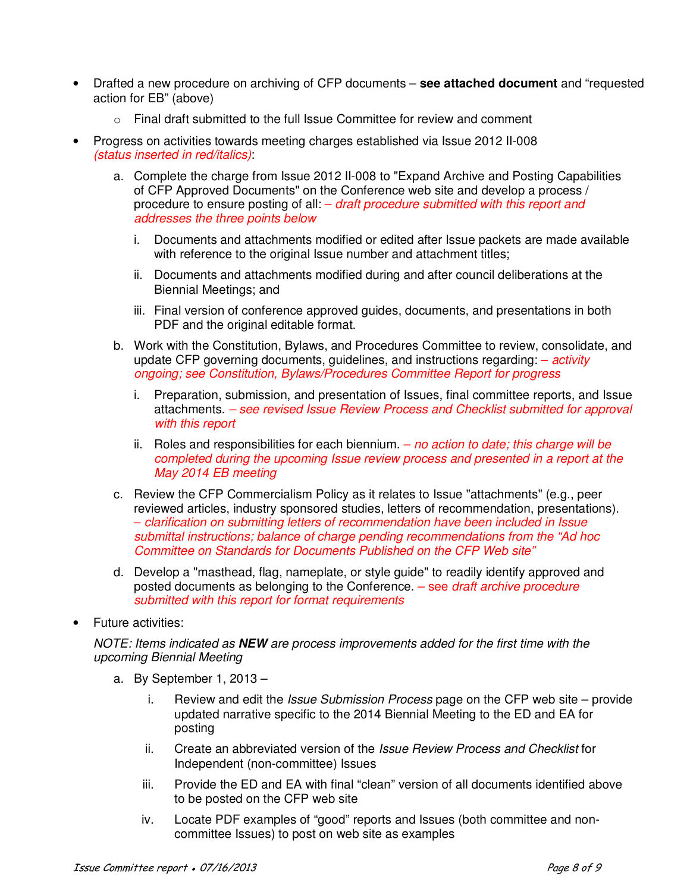- Drafted a new procedure on archiving of CFP documents – **see attached document** and "requested action for EB" (above)
    - Final draft submitted to the full Issue Committee for review and comment
- Progress on activities towards meeting charges established via Issue 2012 II-008 *(status inserted in red/italics)*:
    a. Complete the charge from Issue 2012 II-008 to "Expand Archive and Posting Capabilities of CFP Approved Documents" on the Conference web site and develop a process / procedure to ensure posting of all: *– draft procedure submitted with this report and addresses the three points below*
        i. Documents and attachments modified or edited after Issue packets are made available with reference to the original Issue number and attachment titles;
        ii. Documents and attachments modified during and after council deliberations at the Biennial Meetings; and
        iii. Final version of conference approved guides, documents, and presentations in both PDF and the original editable format.
    b. Work with the Constitution, Bylaws, and Procedures Committee to review, consolidate, and update CFP governing documents, guidelines, and instructions regarding: *– activity ongoing; see Constitution, Bylaws/Procedures Committee Report for progress*
        i. Preparation, submission, and presentation of Issues, final committee reports, and Issue attachments. *– see revised Issue Review Process and Checklist submitted for approval with this report*
        ii. Roles and responsibilities for each biennium. *– no action to date; this charge will be completed during the upcoming Issue review process and presented in a report at the May 2014 EB meeting*
    c. Review the CFP Commercialism Policy as it relates to Issue "attachments" (e.g., peer reviewed articles, industry sponsored studies, letters of recommendation, presentations). *– clarification on submitting letters of recommendation have been included in Issue submittal instructions; balance of charge pending recommendations from the "Ad hoc Committee on Standards for Documents Published on the CFP Web site"*
    d. Develop a "masthead, flag, nameplate, or style guide" to readily identify approved and posted documents as belonging to the Conference. – see *draft archive procedure submitted with this report for format requirements*
- Future activities:

  *NOTE: Items indicated as **NEW** are process improvements added for the first time with the upcoming Biennial Meeting*

    a. By September 1, 2013 –
        i. Review and edit the *Issue Submission Process* page on the CFP web site – provide updated narrative specific to the 2014 Biennial Meeting to the ED and EA for posting
        ii. Create an abbreviated version of the *Issue Review Process and Checklist* for Independent (non-committee) Issues
        iii. Provide the ED and EA with final "clean" version of all documents identified above to be posted on the CFP web site
        iv. Locate PDF examples of "good" reports and Issues (both committee and non-committee Issues) to post on web site as examples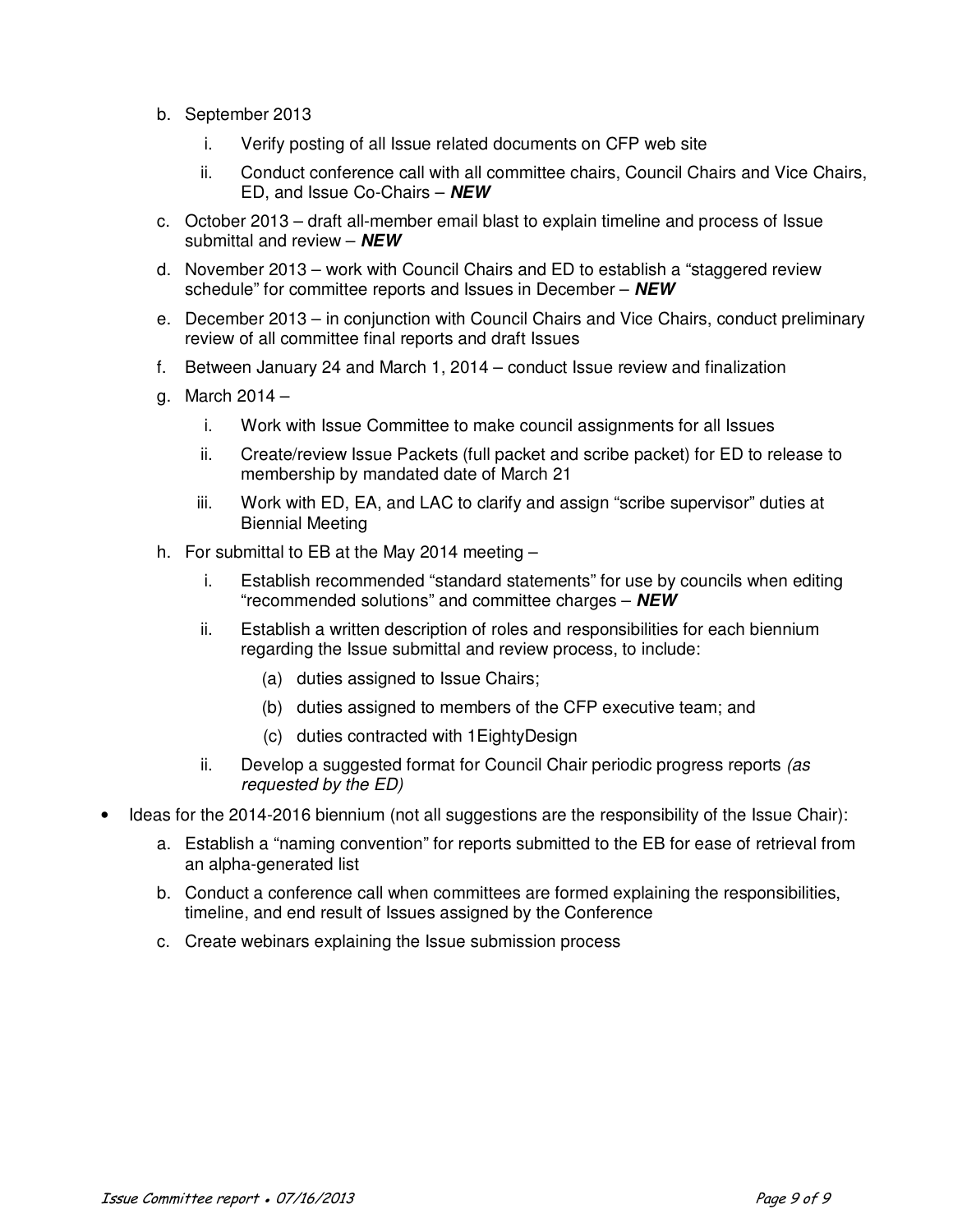b. September 2013

   i. Verify posting of all Issue related documents on CFP web site

   ii. Conduct conference call with all committee chairs, Council Chairs and Vice Chairs, ED, and Issue Co-Chairs – ***NEW***

c. October 2013 – draft all-member email blast to explain timeline and process of Issue submittal and review – ***NEW***

d. November 2013 – work with Council Chairs and ED to establish a “staggered review schedule” for committee reports and Issues in December – ***NEW***

e. December 2013 – in conjunction with Council Chairs and Vice Chairs, conduct preliminary review of all committee final reports and draft Issues

f. Between January 24 and March 1, 2014 – conduct Issue review and finalization

g. March 2014 –

   i. Work with Issue Committee to make council assignments for all Issues

   ii. Create/review Issue Packets (full packet and scribe packet) for ED to release to membership by mandated date of March 21

   iii. Work with ED, EA, and LAC to clarify and assign “scribe supervisor” duties at Biennial Meeting

h. For submittal to EB at the May 2014 meeting –

   i. Establish recommended “standard statements” for use by councils when editing “recommended solutions” and committee charges – ***NEW***

   ii. Establish a written description of roles and responsibilities for each biennium regarding the Issue submittal and review process, to include:

      (a) duties assigned to Issue Chairs;

      (b) duties assigned to members of the CFP executive team; and

      (c) duties contracted with 1EightyDesign

   ii. Develop a suggested format for Council Chair periodic progress reports *(as requested by the ED)*

- Ideas for the 2014-2016 biennium (not all suggestions are the responsibility of the Issue Chair):

   a. Establish a “naming convention” for reports submitted to the EB for ease of retrieval from an alpha-generated list

   b. Conduct a conference call when committees are formed explaining the responsibilities, timeline, and end result of Issues assigned by the Conference

   c. Create webinars explaining the Issue submission process